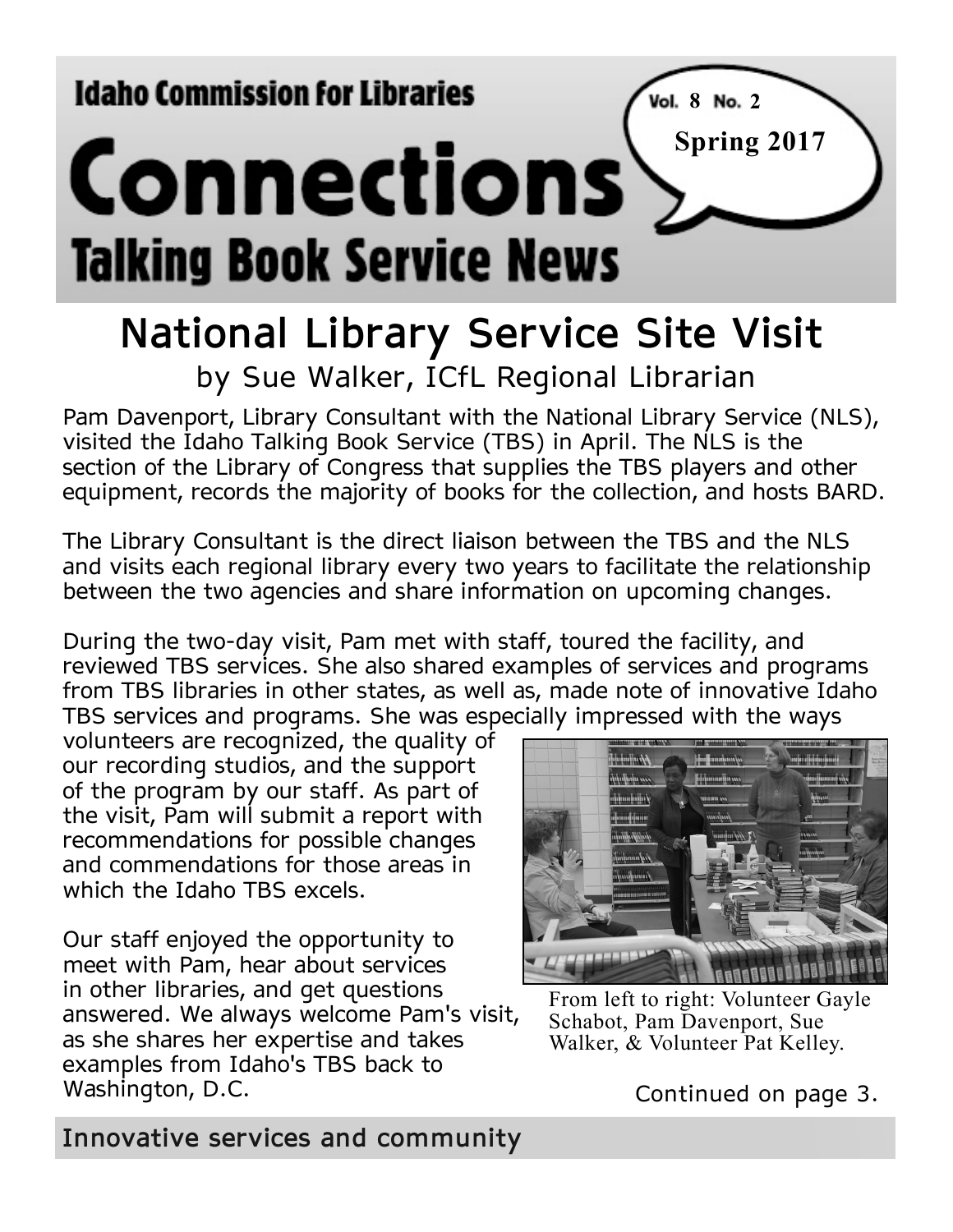Idaho Commission for Libraries

# Connections

## Talking Book Service News

Vol. 8 No. 2

Spring 2017

# National Library Service Site Visit

by Sue Walker, ICfL Regional Librarian

Pam Davenport, Library Consultant with the National Library Service (NLS), visited the Idaho Talking Book Service (TBS) in April. The NLS is the section of the Library of Congress that supplies the TBS players and other equipment, records the majority of books for the collection, and hosts BARD.

The Library Consultant is the direct liaison between the TBS and the NLS and visits each regional library every two years to facilitate the relationship between the two agencies and share information on upcoming changes.

During the two-day visit, Pam met with staff, toured the facility, and reviewed TBS services. She also shared examples of services and programs from TBS libraries in other states, as well as, made note of innovative Idaho TBS services and programs. She was especially impressed with the ways volunteers are recognized, the quality of our recording studios, and the support of the program by our staff. As part of the visit, Pam will submit a report with recommendations for possible changes and commendations for those areas in which the Idaho TBS excels.

Our staff enjoyed the opportunity to meet with Pam, hear about services in other libraries, and get questions answered. We always welcome Pam's visit, as she shares her expertise and takes examples from Idaho's TBS back to Washington, D.C.

From left to right: Volunteer Gayle Schabot, Pam Davenport, Sue Walker, & Volunteer Pat Kelley.

Continued on page 3.

## Innovative services and community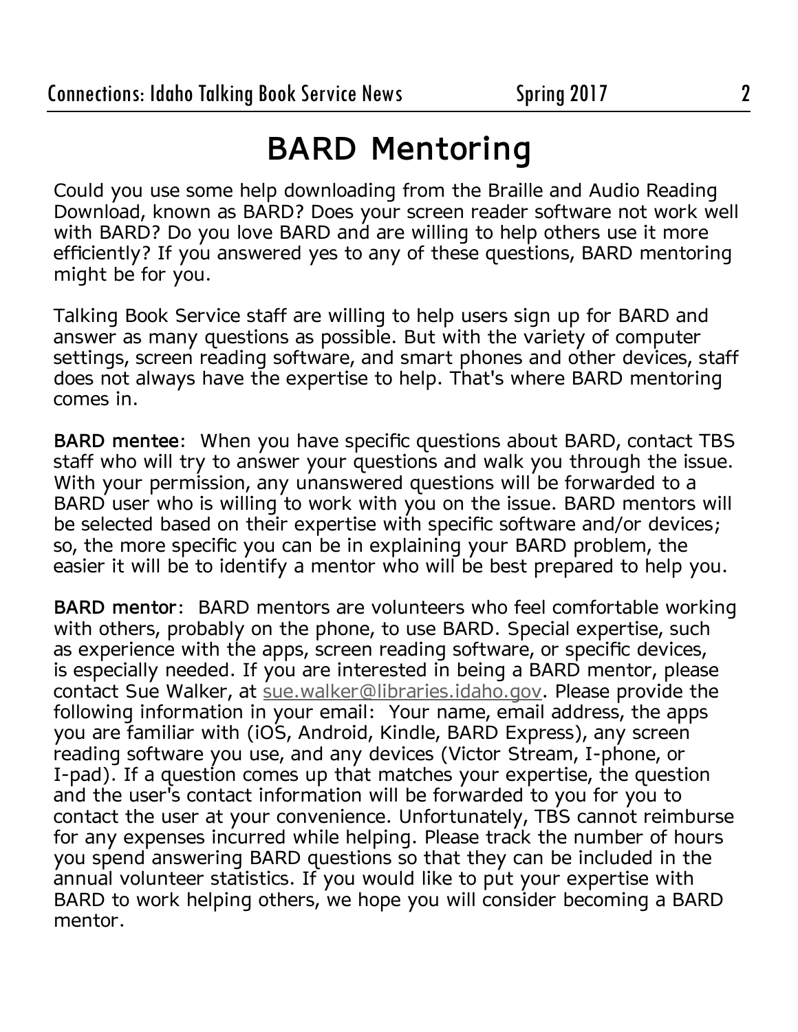# BARD Mentoring

Could you use some help downloading from the Braille and Audio Reading Download, known as BARD? Does your screen reader software not work well with BARD? Do you love BARD and are willing to help others use it more efficiently? If you answered yes to any of these questions, BARD mentoring might be for you.

Talking Book Service staff are willing to help users sign up for BARD and answer as many questions as possible. But with the variety of computer settings, screen reading software, and smart phones and other devices, staff does not always have the expertise to help. That's where BARD mentoring comes in.

**BARD mentee**: When you have specific questions about BARD, contact TBS staff who will try to answer your questions and walk you through the issue. With your permission, any unanswered questions will be forwarded to a BARD user who is willing to work with you on the issue. BARD mentors will be selected based on their expertise with specific software and/or devices; so, the more specific you can be in explaining your BARD problem, the easier it will be to identify a mentor who will be best prepared to help you.

**BARD mentor**: BARD mentors are volunteers who feel comfortable working with others, probably on the phone, to use BARD. Special expertise, such as experience with the apps, screen reading software, or specific devices, is especially needed. If you are interested in being a BARD mentor, please contact Sue Walker, at sue.walker@libraries.idaho.gov. Please provide the following information in your email: Your name, email address, the apps you are familiar with (iOS, Android, Kindle, BARD Express), any screen reading software you use, and any devices (Victor Stream, I-phone, or I-pad). If a question comes up that matches your expertise, the question and the user's contact information will be forwarded to you for you to contact the user at your convenience. Unfortunately, TBS cannot reimburse for any expenses incurred while helping. Please track the number of hours you spend answering BARD questions so that they can be included in the annual volunteer statistics. If you would like to put your expertise with BARD to work helping others, we hope you will consider becoming a BARD mentor.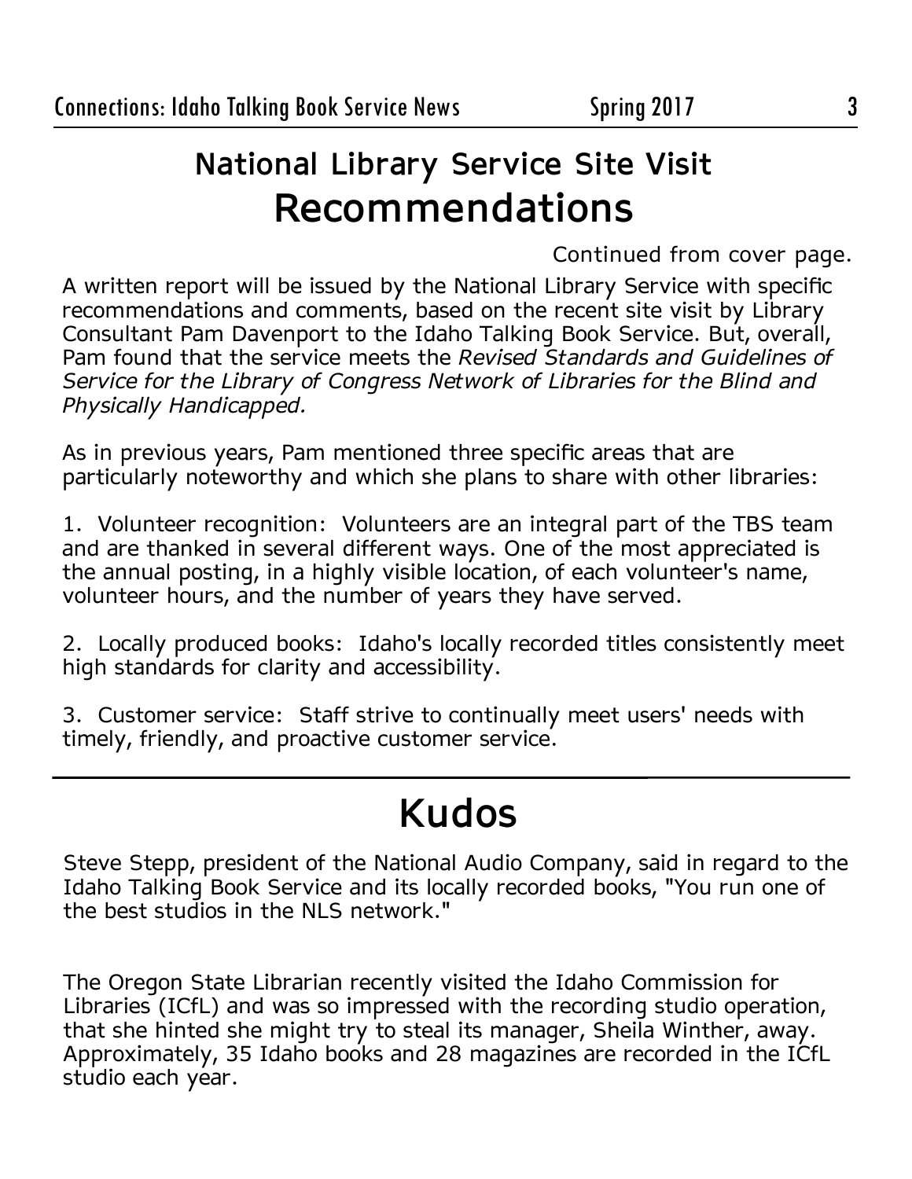## National Library Service Site Visit

# Recommendations

Continued from cover page.

A written report will be issued by the National Library Service with specific recommendations and comments, based on the recent site visit by Library Consultant Pam Davenport to the Idaho Talking Book Service. But, overall, Pam found that the service meets the *Revised Standards and Guidelines of Service for the Library of Congress Network of Libraries for the Blind and Physically Handicapped.*

As in previous years, Pam mentioned three specific areas that are particularly noteworthy and which she plans to share with other libraries:

1. Volunteer recognition: Volunteers are an integral part of the TBS team and are thanked in several different ways. One of the most appreciated is the annual posting, in a highly visible location, of each volunteer's name, volunteer hours, and the number of years they have served.

2. Locally produced books: Idaho's locally recorded titles consistently meet high standards for clarity and accessibility.

3. Customer service: Staff strive to continually meet users' needs with timely, friendly, and proactive customer service.

---

# Kudos

Steve Stepp, president of the National Audio Company, said in regard to the Idaho Talking Book Service and its locally recorded books, "You run one of the best studios in the NLS network."

The Oregon State Librarian recently visited the Idaho Commission for Libraries (ICfL) and was so impressed with the recording studio operation, that she hinted she might try to steal its manager, Sheila Winther, away. Approximately, 35 Idaho books and 28 magazines are recorded in the ICfL studio each year.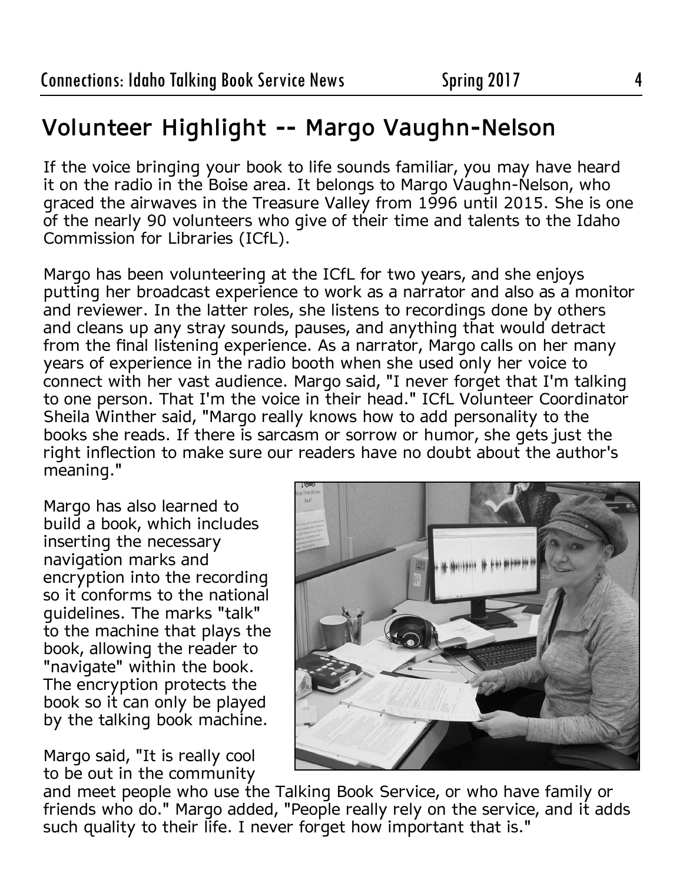## Volunteer Highlight -- Margo Vaughn-Nelson

If the voice bringing your book to life sounds familiar, you may have heard it on the radio in the Boise area. It belongs to Margo Vaughn-Nelson, who graced the airwaves in the Treasure Valley from 1996 until 2015. She is one of the nearly 90 volunteers who give of their time and talents to the Idaho Commission for Libraries (ICfL).

Margo has been volunteering at the ICfL for two years, and she enjoys putting her broadcast experience to work as a narrator and also as a monitor and reviewer. In the latter roles, she listens to recordings done by others and cleans up any stray sounds, pauses, and anything that would detract from the final listening experience. As a narrator, Margo calls on her many years of experience in the radio booth when she used only her voice to connect with her vast audience. Margo said, "I never forget that I'm talking to one person. That I'm the voice in their head." ICfL Volunteer Coordinator Sheila Winther said, "Margo really knows how to add personality to the books she reads. If there is sarcasm or sorrow or humor, she gets just the right inflection to make sure our readers have no doubt about the author's meaning."

Margo has also learned to build a book, which includes inserting the necessary navigation marks and encryption into the recording so it conforms to the national guidelines. The marks "talk" to the machine that plays the book, allowing the reader to "navigate" within the book. The encryption protects the book so it can only be played by the talking book machine.

Margo said, "It is really cool to be out in the community and meet people who use the Talking Book Service, or who have family or friends who do." Margo added, "People really rely on the service, and it adds such quality to their life. I never forget how important that is."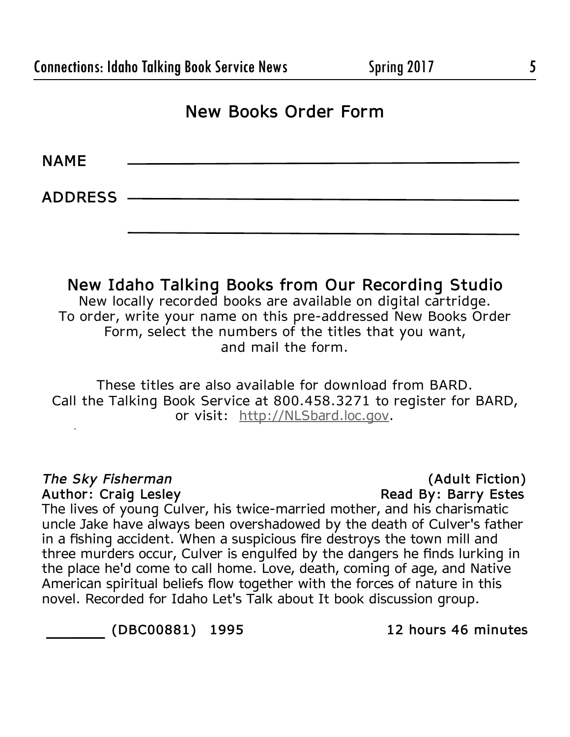## New Books Order Form

**NAME** ____________________________________________

**ADDRESS** ____________________________________________

____________________________________________

### New Idaho Talking Books from Our Recording Studio

New locally recorded books are available on digital cartridge. To order, write your name on this pre-addressed New Books Order Form, select the numbers of the titles that you want, and mail the form.

These titles are also available for download from BARD. Call the Talking Book Service at 800.458.3271 to register for BARD, or visit: http://NLSbard.loc.gov.

***The Sky Fisherman*** **(Adult Fiction)**
**Author: Craig Lesley** **Read By: Barry Estes**

The lives of young Culver, his twice-married mother, and his charismatic uncle Jake have always been overshadowed by the death of Culver's father in a fishing accident. When a suspicious fire destroys the town mill and three murders occur, Culver is engulfed by the dangers he finds lurking in the place he'd come to call home. Love, death, coming of age, and Native American spiritual beliefs flow together with the forces of nature in this novel. Recorded for Idaho Let's Talk about It book discussion group.

**_______ (DBC00881) 1995 12 hours 46 minutes**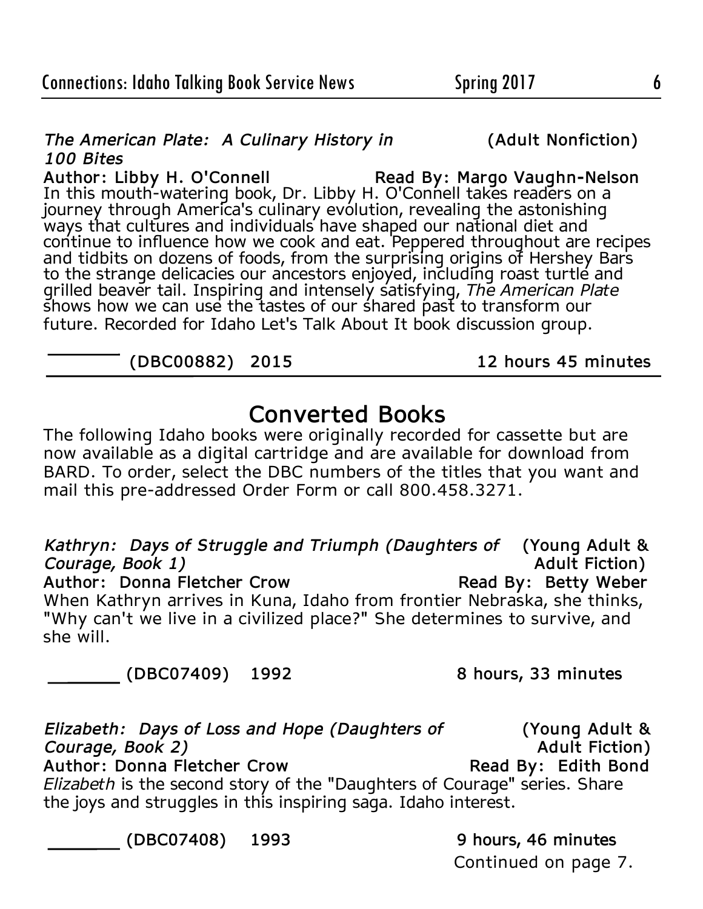*The American Plate: A Culinary History in 100 Bites* (Adult Nonfiction)

**Author: Libby H. O'Connell** **Read By: Margo Vaughn-Nelson**

In this mouth-watering book, Dr. Libby H. O'Connell takes readers on a journey through America's culinary evolution, revealing the astonishing ways that cultures and individuals have shaped our national diet and continue to influence how we cook and eat. Peppered throughout are recipes and tidbits on dozens of foods, from the surprising origins of Hershey Bars to the strange delicacies our ancestors enjoyed, including roast turtle and grilled beaver tail. Inspiring and intensely satisfying, *The American Plate* shows how we can use the tastes of our shared past to transform our future. Recorded for Idaho Let's Talk About It book discussion group.

_______ (DBC00882) 2015 12 hours 45 minutes

## Converted Books

The following Idaho books were originally recorded for cassette but are now available as a digital cartridge and are available for download from BARD. To order, select the DBC numbers of the titles that you want and mail this pre-addressed Order Form or call 800.458.3271.

*Kathryn: Days of Struggle and Triumph (Daughters of Courage, Book 1)* (Young Adult & Adult Fiction)

**Author: Donna Fletcher Crow** **Read By: Betty Weber**

When Kathryn arrives in Kuna, Idaho from frontier Nebraska, she thinks, "Why can't we live in a civilized place?" She determines to survive, and she will.

_______ (DBC07409) 1992 8 hours, 33 minutes

*Elizabeth: Days of Loss and Hope (Daughters of Courage, Book 2)* (Young Adult & Adult Fiction)

**Author: Donna Fletcher Crow** **Read By: Edith Bond**

*Elizabeth* is the second story of the "Daughters of Courage" series. Share the joys and struggles in this inspiring saga. Idaho interest.

_______ (DBC07408) 1993 9 hours, 46 minutes

Continued on page 7.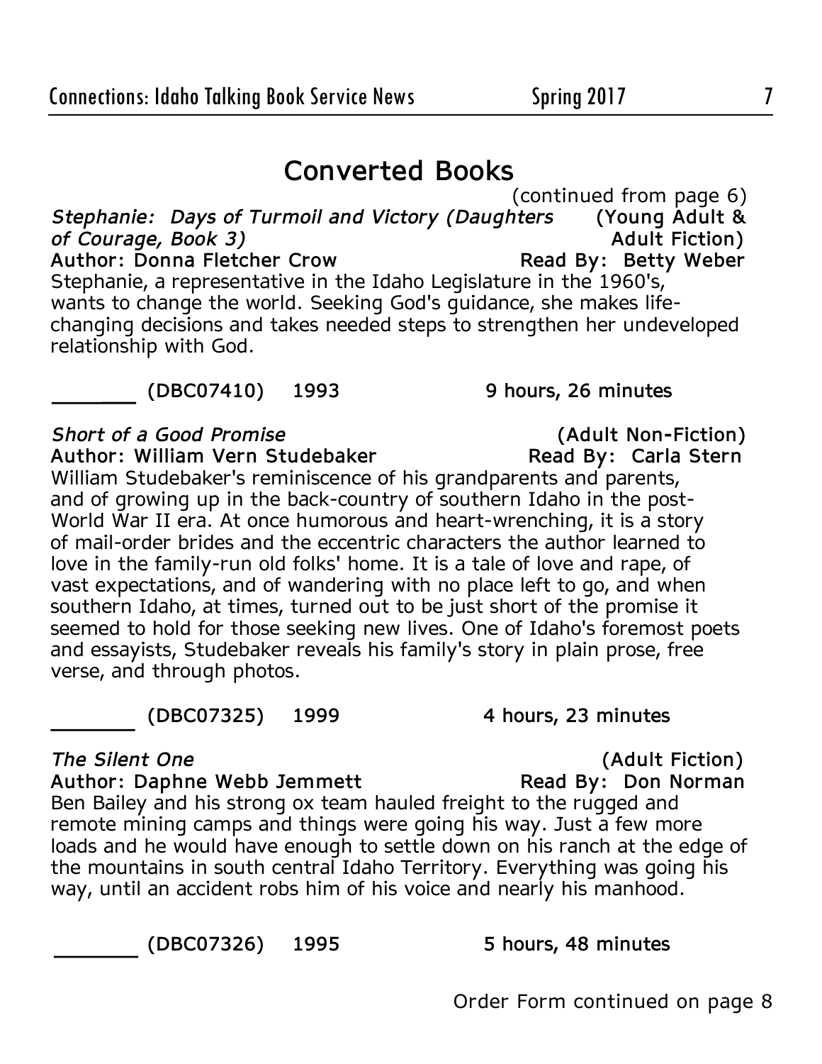## Converted Books

(continued from page 6)

*Stephanie: Days of Turmoil and Victory (Daughters of Courage, Book 3)* **(Young Adult & Adult Fiction)**

**Author: Donna Fletcher Crow** **Read By: Betty Weber**

Stephanie, a representative in the Idaho Legislature in the 1960's, wants to change the world. Seeking God's guidance, she makes life-changing decisions and takes needed steps to strengthen her undeveloped relationship with God.

_______ **(DBC07410) 1993 9 hours, 26 minutes**

*Short of a Good Promise* **(Adult Non-Fiction)**

**Author: William Vern Studebaker** **Read By: Carla Stern**

William Studebaker's reminiscence of his grandparents and parents, and of growing up in the back-country of southern Idaho in the post-World War II era. At once humorous and heart-wrenching, it is a story of mail-order brides and the eccentric characters the author learned to love in the family-run old folks' home. It is a tale of love and rape, of vast expectations, and of wandering with no place left to go, and when southern Idaho, at times, turned out to be just short of the promise it seemed to hold for those seeking new lives. One of Idaho's foremost poets and essayists, Studebaker reveals his family's story in plain prose, free verse, and through photos.

_______ **(DBC07325) 1999 4 hours, 23 minutes**

*The Silent One* **(Adult Fiction)**

**Author: Daphne Webb Jemmett** **Read By: Don Norman**

Ben Bailey and his strong ox team hauled freight to the rugged and remote mining camps and things were going his way. Just a few more loads and he would have enough to settle down on his ranch at the edge of the mountains in south central Idaho Territory. Everything was going his way, until an accident robs him of his voice and nearly his manhood.

_______ **(DBC07326) 1995 5 hours, 48 minutes**

Order Form continued on page 8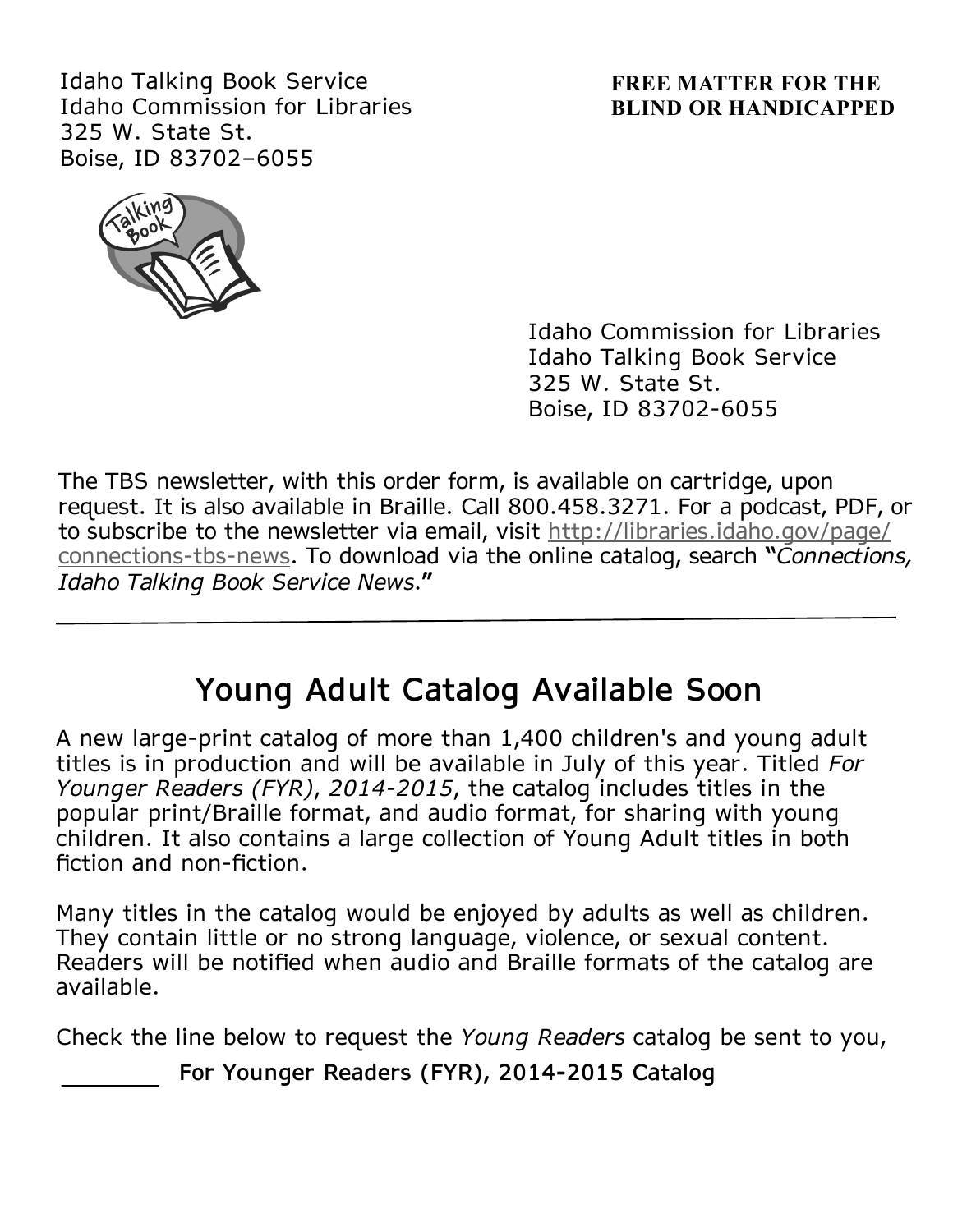Idaho Talking Book Service
Idaho Commission for Libraries
325 W. State St.
Boise, ID 83702–6055

**FREE MATTER FOR THE BLIND OR HANDICAPPED**

Idaho Commission for Libraries
Idaho Talking Book Service
325 W. State St.
Boise, ID 83702-6055

The TBS newsletter, with this order form, is available on cartridge, upon request. It is also available in Braille. Call 800.458.3271. For a podcast, PDF, or to subscribe to the newsletter via email, visit http://libraries.idaho.gov/page/connections-tbs-news. To download via the online catalog, search "*Connections, Idaho Talking Book Service News*."

---

## Young Adult Catalog Available Soon

A new large-print catalog of more than 1,400 children's and young adult titles is in production and will be available in July of this year. Titled *For Younger Readers (FYR)*, *2014-2015*, the catalog includes titles in the popular print/Braille format, and audio format, for sharing with young children. It also contains a large collection of Young Adult titles in both fiction and non-fiction.

Many titles in the catalog would be enjoyed by adults as well as children. They contain little or no strong language, violence, or sexual content. Readers will be notified when audio and Braille formats of the catalog are available.

Check the line below to request the *Young Readers* catalog be sent to you,

_______ For Younger Readers (FYR), 2014-2015 Catalog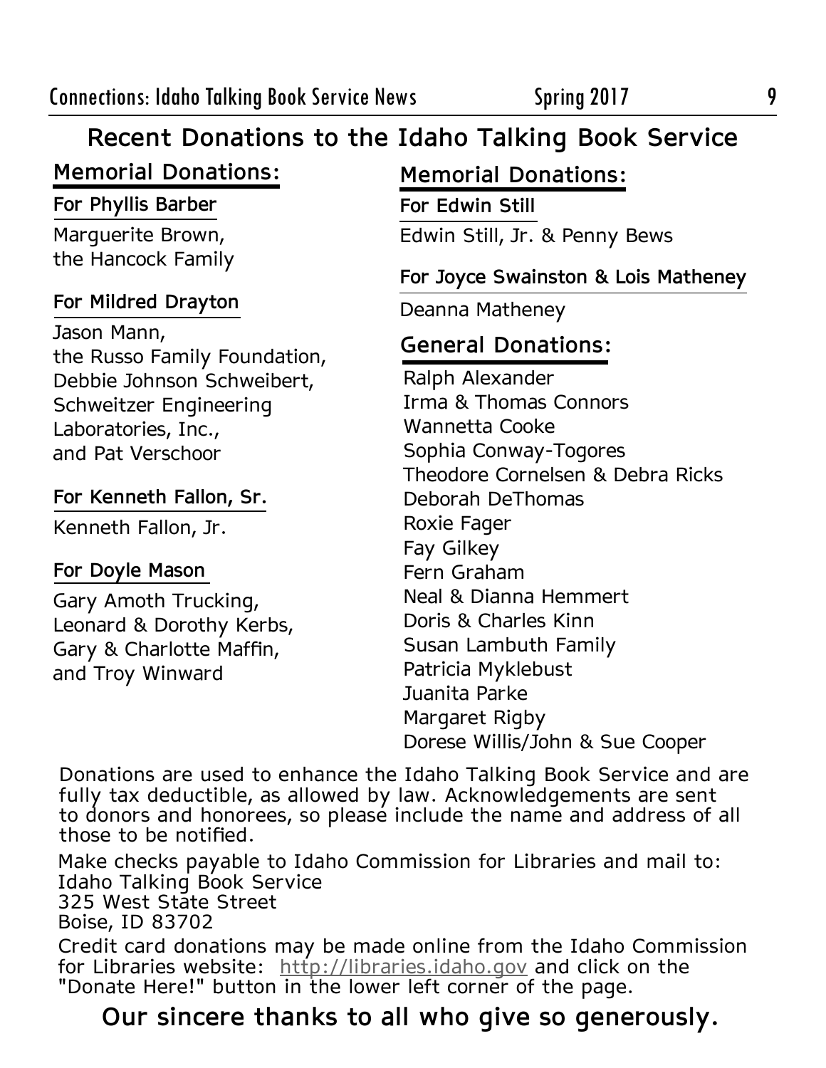# Recent Donations to the Idaho Talking Book Service

## Memorial Donations:

### For Phyllis Barber

Marguerite Brown,
the Hancock Family

### For Mildred Drayton

Jason Mann,
the Russo Family Foundation,
Debbie Johnson Schweibert,
Schweitzer Engineering Laboratories, Inc.,
and Pat Verschoor

### For Kenneth Fallon, Sr.

Kenneth Fallon, Jr.

### For Doyle Mason

Gary Amoth Trucking,
Leonard & Dorothy Kerbs,
Gary & Charlotte Maffin,
and Troy Winward

## Memorial Donations:

### For Edwin Still

Edwin Still, Jr. & Penny Bews

### For Joyce Swainston & Lois Matheney

Deanna Matheney

## General Donations:

Ralph Alexander
Irma & Thomas Connors
Wannetta Cooke
Sophia Conway-Togores
Theodore Cornelsen & Debra Ricks
Deborah DeThomas
Roxie Fager
Fay Gilkey
Fern Graham
Neal & Dianna Hemmert
Doris & Charles Kinn
Susan Lambuth Family
Patricia Myklebust
Juanita Parke
Margaret Rigby
Dorese Willis/John & Sue Cooper

Donations are used to enhance the Idaho Talking Book Service and are fully tax deductible, as allowed by law. Acknowledgements are sent to donors and honorees, so please include the name and address of all those to be notified.

Make checks payable to Idaho Commission for Libraries and mail to:
Idaho Talking Book Service
325 West State Street
Boise, ID 83702

Credit card donations may be made online from the Idaho Commission for Libraries website: http://libraries.idaho.gov and click on the "Donate Here!" button in the lower left corner of the page.

**Our sincere thanks to all who give so generously.**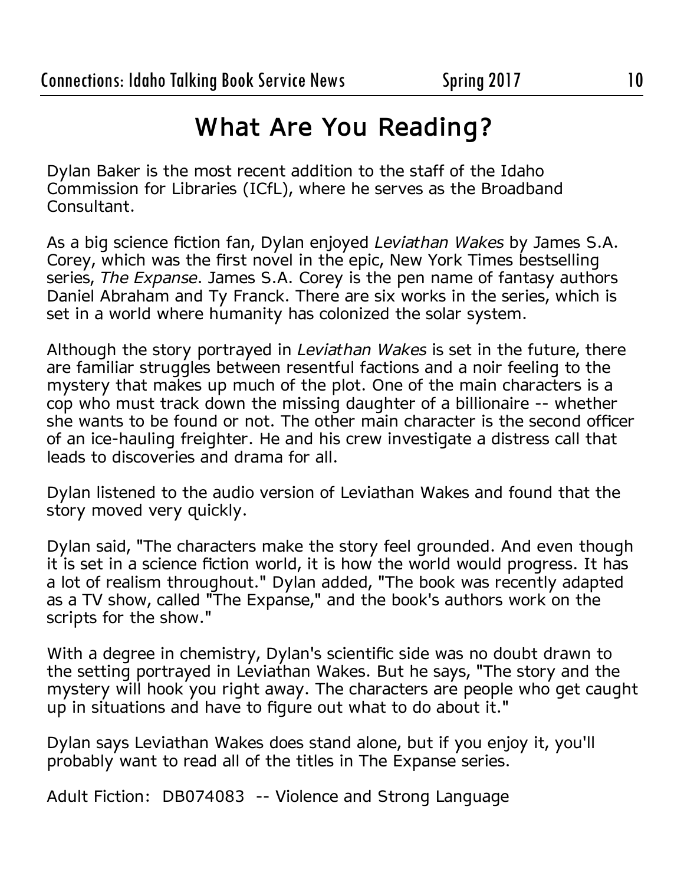# What Are You Reading?

Dylan Baker is the most recent addition to the staff of the Idaho Commission for Libraries (ICfL), where he serves as the Broadband Consultant.

As a big science fiction fan, Dylan enjoyed *Leviathan Wakes* by James S.A. Corey, which was the first novel in the epic, New York Times bestselling series, *The Expanse*. James S.A. Corey is the pen name of fantasy authors Daniel Abraham and Ty Franck. There are six works in the series, which is set in a world where humanity has colonized the solar system.

Although the story portrayed in *Leviathan Wakes* is set in the future, there are familiar struggles between resentful factions and a noir feeling to the mystery that makes up much of the plot. One of the main characters is a cop who must track down the missing daughter of a billionaire -- whether she wants to be found or not. The other main character is the second officer of an ice-hauling freighter. He and his crew investigate a distress call that leads to discoveries and drama for all.

Dylan listened to the audio version of Leviathan Wakes and found that the story moved very quickly.

Dylan said, "The characters make the story feel grounded. And even though it is set in a science fiction world, it is how the world would progress. It has a lot of realism throughout." Dylan added, "The book was recently adapted as a TV show, called "The Expanse," and the book's authors work on the scripts for the show."

With a degree in chemistry, Dylan's scientific side was no doubt drawn to the setting portrayed in Leviathan Wakes. But he says, "The story and the mystery will hook you right away. The characters are people who get caught up in situations and have to figure out what to do about it."

Dylan says Leviathan Wakes does stand alone, but if you enjoy it, you'll probably want to read all of the titles in The Expanse series.

Adult Fiction: DB074083 -- Violence and Strong Language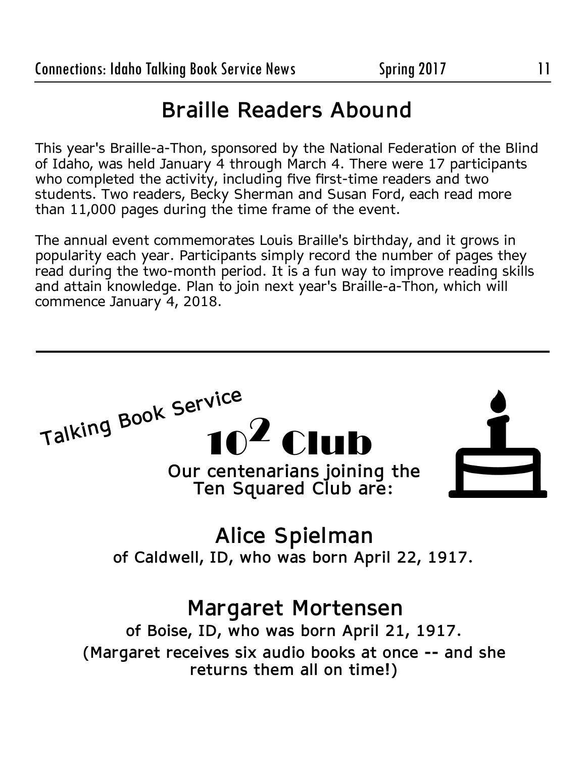# Braille Readers Abound

This year's Braille-a-Thon, sponsored by the National Federation of the Blind of Idaho, was held January 4 through March 4. There were 17 participants who completed the activity, including five first-time readers and two students. Two readers, Becky Sherman and Susan Ford, each read more than 11,000 pages during the time frame of the event.

The annual event commemorates Louis Braille's birthday, and it grows in popularity each year. Participants simply record the number of pages they read during the two-month period. It is a fun way to improve reading skills and attain knowledge. Plan to join next year's Braille-a-Thon, which will commence January 4, 2018.

---

Talking Book Service

# $10^2$ Club

**Our centenarians joining the Ten Squared Club are:**

## Alice Spielman

**of Caldwell, ID, who was born April 22, 1917.**

## Margaret Mortensen

**of Boise, ID, who was born April 21, 1917.**

**(Margaret receives six audio books at once -- and she returns them all on time!)**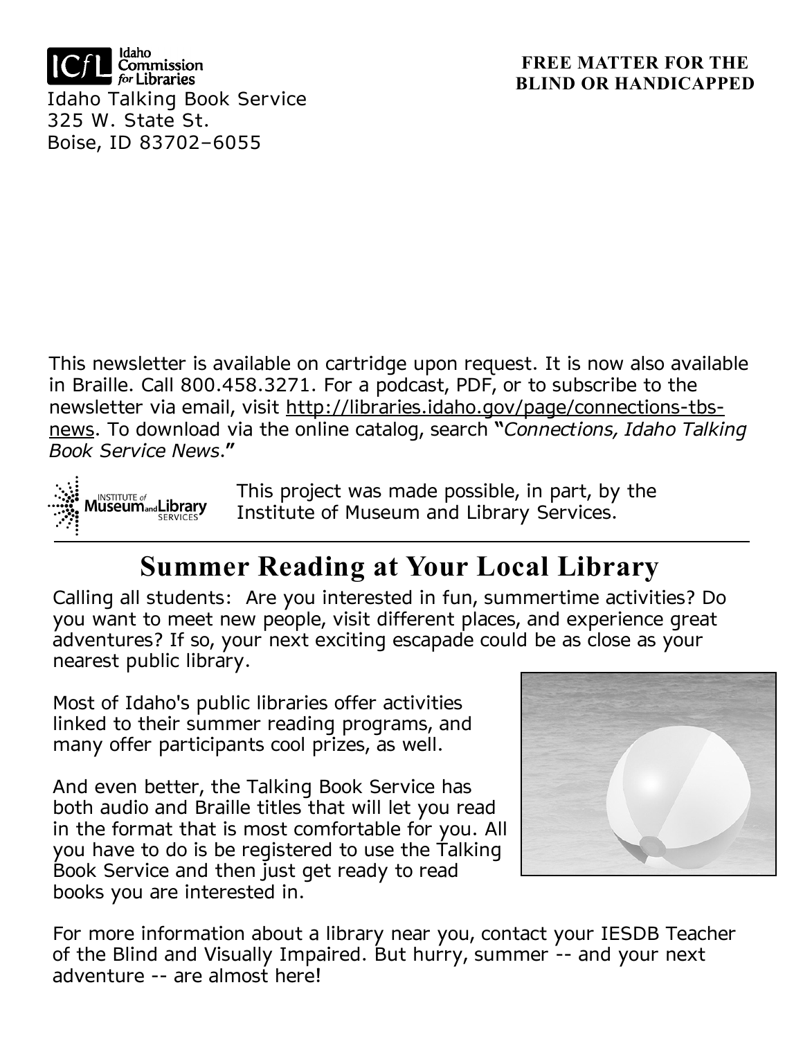Idaho Commission for Libraries
Idaho Talking Book Service
325 W. State St.
Boise, ID 83702-6055

**FREE MATTER FOR THE BLIND OR HANDICAPPED**

This newsletter is available on cartridge upon request. It is now also available in Braille. Call 800.458.3271. For a podcast, PDF, or to subscribe to the newsletter via email, visit http://libraries.idaho.gov/page/connections-tbs-news. To download via the online catalog, search **"***Connections, Idaho Talking Book Service News*.**"**

This project was made possible, in part, by the Institute of Museum and Library Services.

---

# Summer Reading at Your Local Library

Calling all students: Are you interested in fun, summertime activities? Do you want to meet new people, visit different places, and experience great adventures? If so, your next exciting escapade could be as close as your nearest public library.

Most of Idaho's public libraries offer activities linked to their summer reading programs, and many offer participants cool prizes, as well.

And even better, the Talking Book Service has both audio and Braille titles that will let you read in the format that is most comfortable for you. All you have to do is be registered to use the Talking Book Service and then just get ready to read books you are interested in.

For more information about a library near you, contact your IESDB Teacher of the Blind and Visually Impaired. But hurry, summer -- and your next adventure -- are almost here!